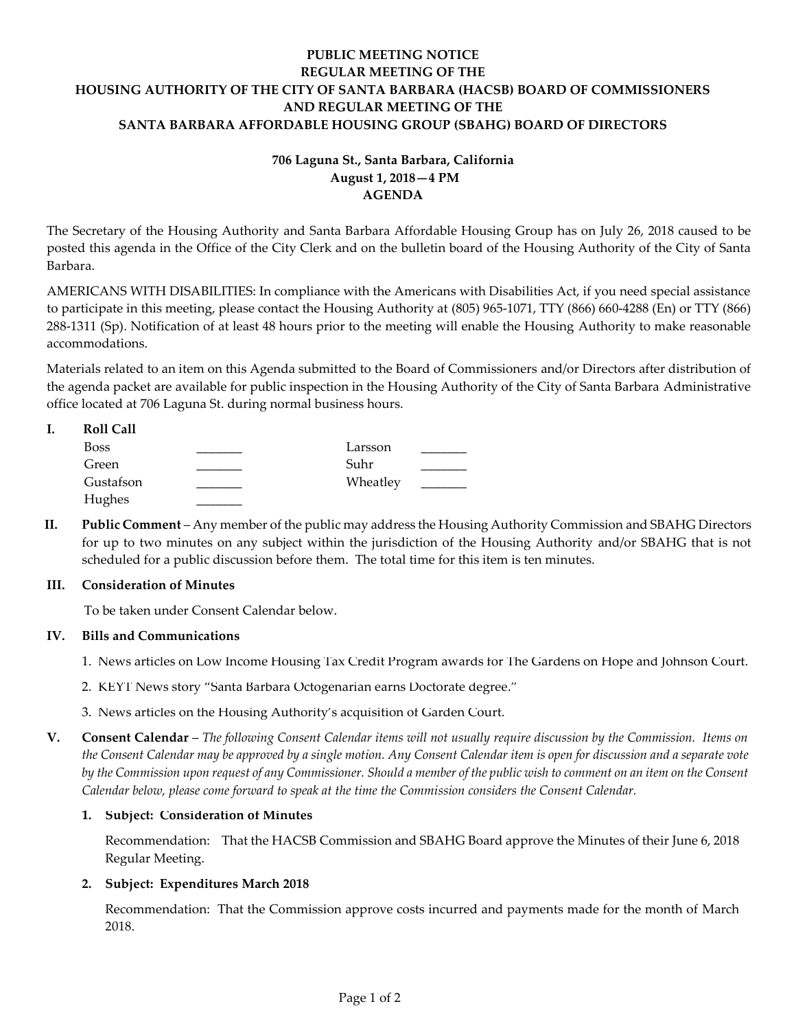**PUBLIC MEETING NOTICE**
**REGULAR MEETING OF THE**
**HOUSING AUTHORITY OF THE CITY OF SANTA BARBARA (HACSB) BOARD OF COMMISSIONERS**
**AND REGULAR MEETING OF THE**
**SANTA BARBARA AFFORDABLE HOUSING GROUP (SBAHG) BOARD OF DIRECTORS**

**706 Laguna St., Santa Barbara, California**
**August 1, 2018—4 PM**
**AGENDA**

The Secretary of the Housing Authority and Santa Barbara Affordable Housing Group has on July 26, 2018 caused to be posted this agenda in the Office of the City Clerk and on the bulletin board of the Housing Authority of the City of Santa Barbara.

AMERICANS WITH DISABILITIES: In compliance with the Americans with Disabilities Act, if you need special assistance to participate in this meeting, please contact the Housing Authority at (805) 965-1071, TTY (866) 660-4288 (En) or TTY (866) 288-1311 (Sp). Notification of at least 48 hours prior to the meeting will enable the Housing Authority to make reasonable accommodations.

Materials related to an item on this Agenda submitted to the Board of Commissioners and/or Directors after distribution of the agenda packet are available for public inspection in the Housing Authority of the City of Santa Barbara Administrative office located at 706 Laguna St. during normal business hours.

**I. Roll Call**

| | | | |
|---|---|---|---|
| Boss | _______ | Larsson | _______ |
| Green | _______ | Suhr | _______ |
| Gustafson | _______ | Wheatley | _______ |
| Hughes | _______ | | |

**II. Public Comment** – Any member of the public may address the Housing Authority Commission and SBAHG Directors for up to two minutes on any subject within the jurisdiction of the Housing Authority and/or SBAHG that is not scheduled for a public discussion before them. The total time for this item is ten minutes.

**III. Consideration of Minutes**

To be taken under Consent Calendar below.

**IV. Bills and Communications**

1. News articles on Low Income Housing Tax Credit Program awards for The Gardens on Hope and Johnson Court.
2. KEYT News story "Santa Barbara Octogenarian earns Doctorate degree."
3. News articles on the Housing Authority's acquisition of Garden Court.

**V. Consent Calendar** – *The following Consent Calendar items will not usually require discussion by the Commission. Items on the Consent Calendar may be approved by a single motion. Any Consent Calendar item is open for discussion and a separate vote by the Commission upon request of any Commissioner. Should a member of the public wish to comment on an item on the Consent Calendar below, please come forward to speak at the time the Commission considers the Consent Calendar.*

**1. Subject: Consideration of Minutes**

Recommendation: That the HACSB Commission and SBAHG Board approve the Minutes of their June 6, 2018 Regular Meeting.

**2. Subject: Expenditures March 2018**

Recommendation: That the Commission approve costs incurred and payments made for the month of March 2018.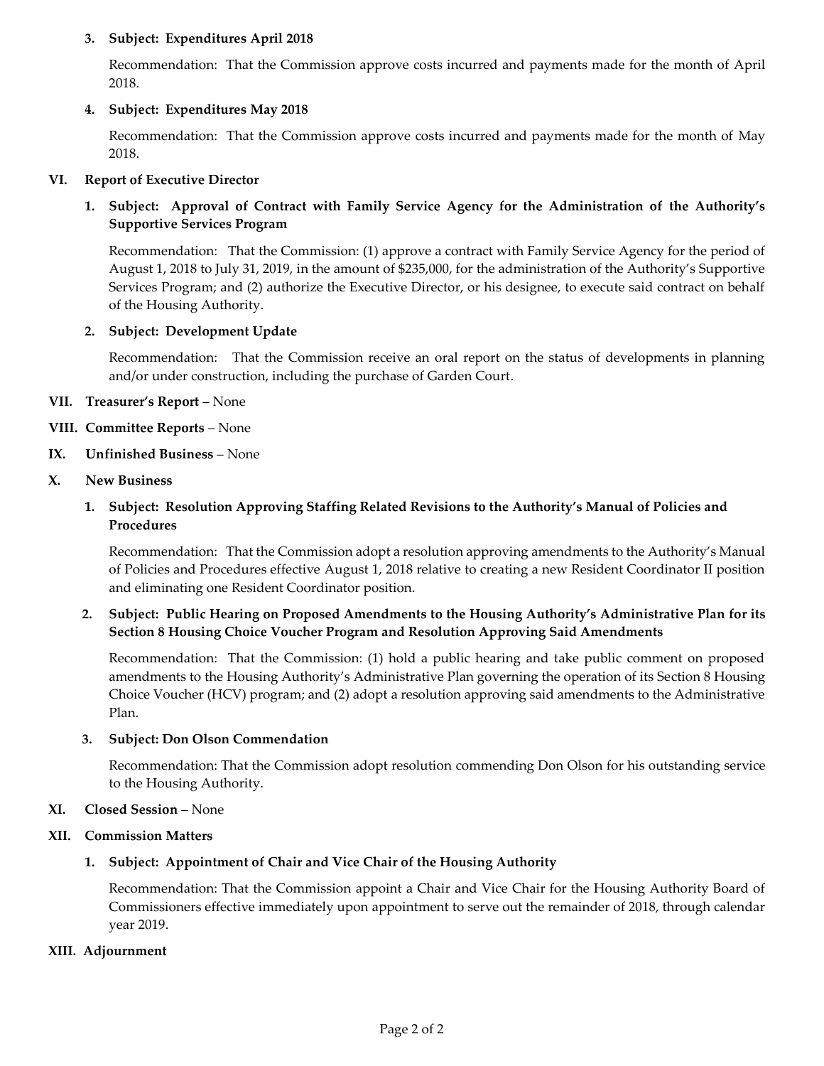3. **Subject: Expenditures April 2018**

   Recommendation: That the Commission approve costs incurred and payments made for the month of April 2018.

4. **Subject: Expenditures May 2018**

   Recommendation: That the Commission approve costs incurred and payments made for the month of May 2018.

## VI. Report of Executive Director

1. **Subject: Approval of Contract with Family Service Agency for the Administration of the Authority's Supportive Services Program**

   Recommendation: That the Commission: (1) approve a contract with Family Service Agency for the period of August 1, 2018 to July 31, 2019, in the amount of $235,000, for the administration of the Authority's Supportive Services Program; and (2) authorize the Executive Director, or his designee, to execute said contract on behalf of the Housing Authority.

2. **Subject: Development Update**

   Recommendation: That the Commission receive an oral report on the status of developments in planning and/or under construction, including the purchase of Garden Court.

## VII. Treasurer's Report – None

## VIII. Committee Reports – None

## IX. Unfinished Business – None

## X. New Business

1. **Subject: Resolution Approving Staffing Related Revisions to the Authority's Manual of Policies and Procedures**

   Recommendation: That the Commission adopt a resolution approving amendments to the Authority's Manual of Policies and Procedures effective August 1, 2018 relative to creating a new Resident Coordinator II position and eliminating one Resident Coordinator position.

2. **Subject: Public Hearing on Proposed Amendments to the Housing Authority's Administrative Plan for its Section 8 Housing Choice Voucher Program and Resolution Approving Said Amendments**

   Recommendation: That the Commission: (1) hold a public hearing and take public comment on proposed amendments to the Housing Authority's Administrative Plan governing the operation of its Section 8 Housing Choice Voucher (HCV) program; and (2) adopt a resolution approving said amendments to the Administrative Plan.

3. **Subject: Don Olson Commendation**

   Recommendation: That the Commission adopt resolution commending Don Olson for his outstanding service to the Housing Authority.

## XI. Closed Session – None

## XII. Commission Matters

1. **Subject: Appointment of Chair and Vice Chair of the Housing Authority**

   Recommendation: That the Commission appoint a Chair and Vice Chair for the Housing Authority Board of Commissioners effective immediately upon appointment to serve out the remainder of 2018, through calendar year 2019.

## XIII. Adjournment